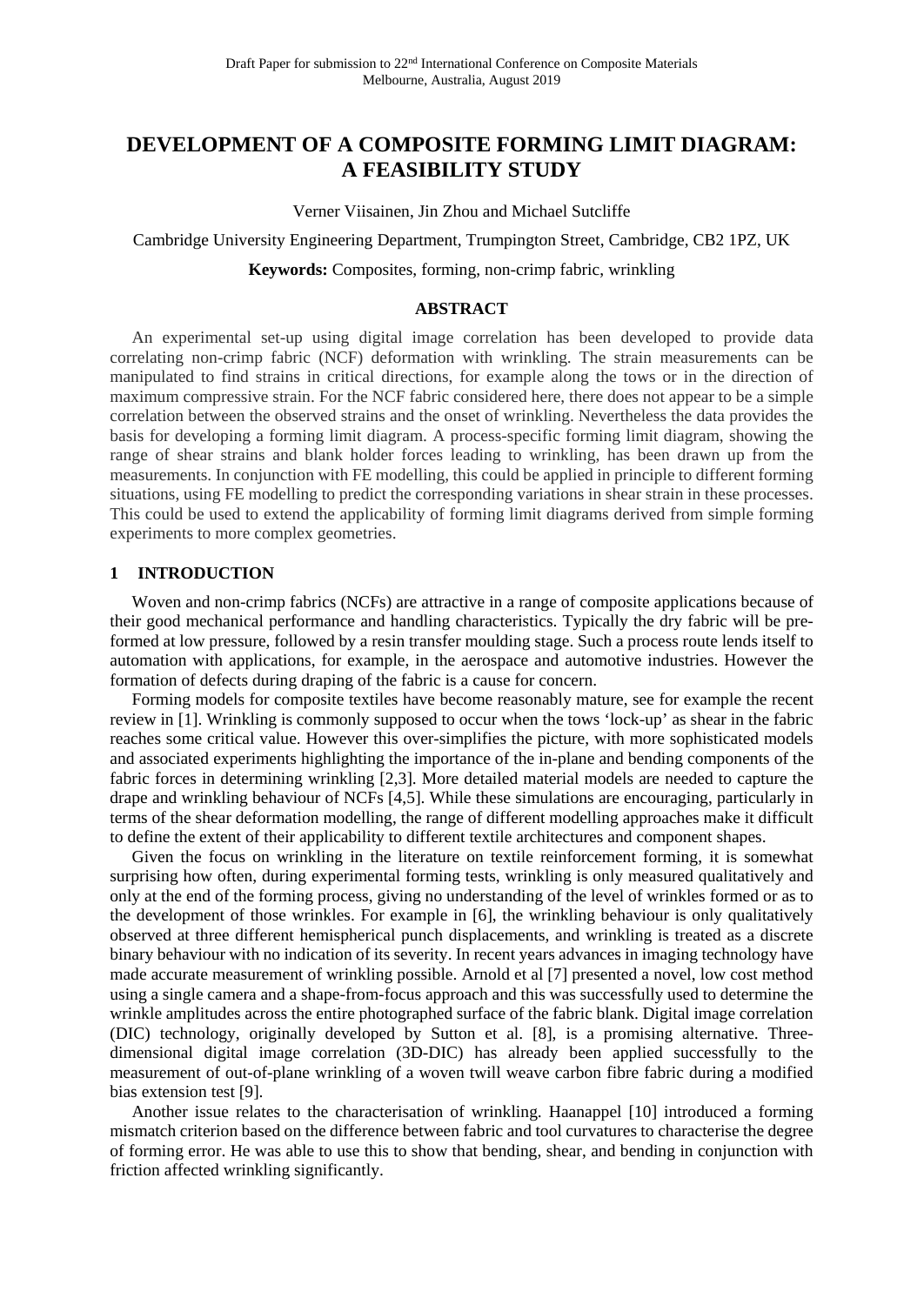# DEVELOPMENT OF A COMPOSITE FORMING LIMIT DIAGRAM: A FEASIBILITY STUDY

Verner Viisainen, Jin Zhou and Michael Sutcliffe

Cambridge University Engineering Department, Trumpington Street, Cambridge, CB2 1PZ, UK

**Keywords:** Composites, forming, non-crimp fabric, wrinkling

## ABSTRACT

An experimental set-up using digital image correlation has been developed to provide data correlating non-crimp fabric (NCF) deformation with wrinkling. The strain measurements can be manipulated to find strains in critical directions, for example along the tows or in the direction of maximum compressive strain. For the NCF fabric considered here, there does not appear to be a simple correlation between the observed strains and the onset of wrinkling. Nevertheless the data provides the basis for developing a forming limit diagram. A process-specific forming limit diagram, showing the range of shear strains and blank holder forces leading to wrinkling, has been drawn up from the measurements. In conjunction with FE modelling, this could be applied in principle to different forming situations, using FE modelling to predict the corresponding variations in shear strain in these processes. This could be used to extend the applicability of forming limit diagrams derived from simple forming experiments to more complex geometries.

## 1 INTRODUCTION

Woven and non-crimp fabrics (NCFs) are attractive in a range of composite applications because of their good mechanical performance and handling characteristics. Typically the dry fabric will be pre-formed at low pressure, followed by a resin transfer moulding stage. Such a process route lends itself to automation with applications, for example, in the aerospace and automotive industries. However the formation of defects during draping of the fabric is a cause for concern.

Forming models for composite textiles have become reasonably mature, see for example the recent review in [1]. Wrinkling is commonly supposed to occur when the tows 'lock-up' as shear in the fabric reaches some critical value. However this over-simplifies the picture, with more sophisticated models and associated experiments highlighting the importance of the in-plane and bending components of the fabric forces in determining wrinkling [2,3]. More detailed material models are needed to capture the drape and wrinkling behaviour of NCFs [4,5]. While these simulations are encouraging, particularly in terms of the shear deformation modelling, the range of different modelling approaches make it difficult to define the extent of their applicability to different textile architectures and component shapes.

Given the focus on wrinkling in the literature on textile reinforcement forming, it is somewhat surprising how often, during experimental forming tests, wrinkling is only measured qualitatively and only at the end of the forming process, giving no understanding of the level of wrinkles formed or as to the development of those wrinkles. For example in [6], the wrinkling behaviour is only qualitatively observed at three different hemispherical punch displacements, and wrinkling is treated as a discrete binary behaviour with no indication of its severity. In recent years advances in imaging technology have made accurate measurement of wrinkling possible. Arnold et al [7] presented a novel, low cost method using a single camera and a shape-from-focus approach and this was successfully used to determine the wrinkle amplitudes across the entire photographed surface of the fabric blank. Digital image correlation (DIC) technology, originally developed by Sutton et al. [8], is a promising alternative. Three-dimensional digital image correlation (3D-DIC) has already been applied successfully to the measurement of out-of-plane wrinkling of a woven twill weave carbon fibre fabric during a modified bias extension test [9].

Another issue relates to the characterisation of wrinkling. Haanappel [10] introduced a forming mismatch criterion based on the difference between fabric and tool curvatures to characterise the degree of forming error. He was able to use this to show that bending, shear, and bending in conjunction with friction affected wrinkling significantly.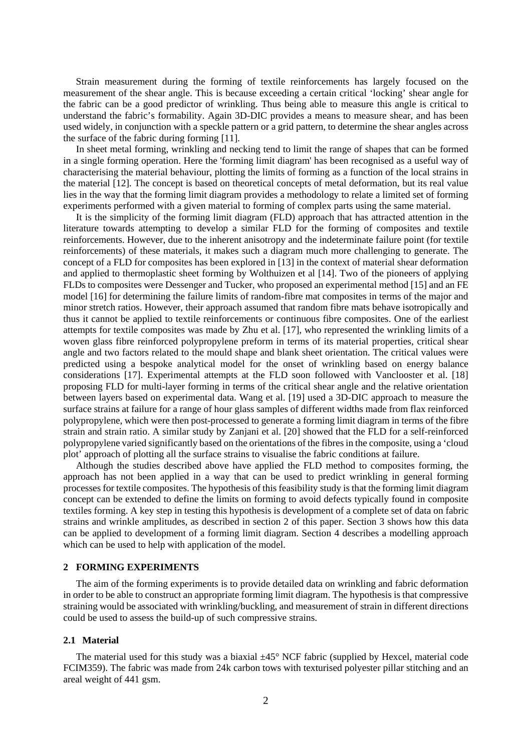Strain measurement during the forming of textile reinforcements has largely focused on the measurement of the shear angle. This is because exceeding a certain critical 'locking' shear angle for the fabric can be a good predictor of wrinkling. Thus being able to measure this angle is critical to understand the fabric's formability. Again 3D-DIC provides a means to measure shear, and has been used widely, in conjunction with a speckle pattern or a grid pattern, to determine the shear angles across the surface of the fabric during forming [11].

In sheet metal forming, wrinkling and necking tend to limit the range of shapes that can be formed in a single forming operation. Here the 'forming limit diagram' has been recognised as a useful way of characterising the material behaviour, plotting the limits of forming as a function of the local strains in the material [12]. The concept is based on theoretical concepts of metal deformation, but its real value lies in the way that the forming limit diagram provides a methodology to relate a limited set of forming experiments performed with a given material to forming of complex parts using the same material.

It is the simplicity of the forming limit diagram (FLD) approach that has attracted attention in the literature towards attempting to develop a similar FLD for the forming of composites and textile reinforcements. However, due to the inherent anisotropy and the indeterminate failure point (for textile reinforcements) of these materials, it makes such a diagram much more challenging to generate. The concept of a FLD for composites has been explored in [13] in the context of material shear deformation and applied to thermoplastic sheet forming by Wolthuizen et al [14]. Two of the pioneers of applying FLDs to composites were Dessenger and Tucker, who proposed an experimental method [15] and an FE model [16] for determining the failure limits of random-fibre mat composites in terms of the major and minor stretch ratios. However, their approach assumed that random fibre mats behave isotropically and thus it cannot be applied to textile reinforcements or continuous fibre composites. One of the earliest attempts for textile composites was made by Zhu et al. [17], who represented the wrinkling limits of a woven glass fibre reinforced polypropylene preform in terms of its material properties, critical shear angle and two factors related to the mould shape and blank sheet orientation. The critical values were predicted using a bespoke analytical model for the onset of wrinkling based on energy balance considerations [17]. Experimental attempts at the FLD soon followed with Vanclooster et al. [18] proposing FLD for multi-layer forming in terms of the critical shear angle and the relative orientation between layers based on experimental data. Wang et al. [19] used a 3D-DIC approach to measure the surface strains at failure for a range of hour glass samples of different widths made from flax reinforced polypropylene, which were then post-processed to generate a forming limit diagram in terms of the fibre strain and strain ratio. A similar study by Zanjani et al. [20] showed that the FLD for a self-reinforced polypropylene varied significantly based on the orientations of the fibres in the composite, using a 'cloud plot' approach of plotting all the surface strains to visualise the fabric conditions at failure.

Although the studies described above have applied the FLD method to composites forming, the approach has not been applied in a way that can be used to predict wrinkling in general forming processes for textile composites. The hypothesis of this feasibility study is that the forming limit diagram concept can be extended to define the limits on forming to avoid defects typically found in composite textiles forming. A key step in testing this hypothesis is development of a complete set of data on fabric strains and wrinkle amplitudes, as described in section 2 of this paper. Section 3 shows how this data can be applied to development of a forming limit diagram. Section 4 describes a modelling approach which can be used to help with application of the model.

## 2 FORMING EXPERIMENTS

The aim of the forming experiments is to provide detailed data on wrinkling and fabric deformation in order to be able to construct an appropriate forming limit diagram. The hypothesis is that compressive straining would be associated with wrinkling/buckling, and measurement of strain in different directions could be used to assess the build-up of such compressive strains.

### 2.1 Material

The material used for this study was a biaxial ±45° NCF fabric (supplied by Hexcel, material code FCIM359). The fabric was made from 24k carbon tows with texturised polyester pillar stitching and an areal weight of 441 gsm.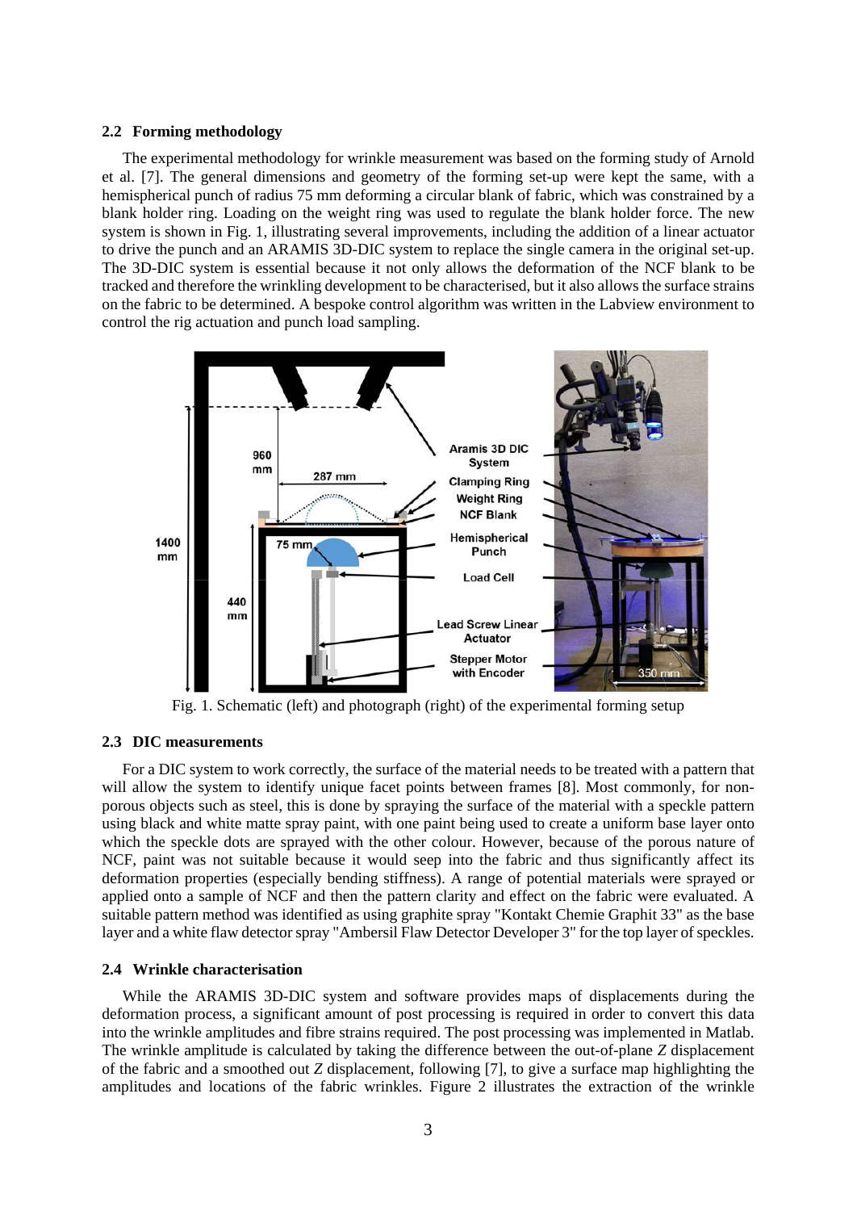### 2.2 Forming methodology

The experimental methodology for wrinkle measurement was based on the forming study of Arnold et al. [7]. The general dimensions and geometry of the forming set-up were kept the same, with a hemispherical punch of radius 75 mm deforming a circular blank of fabric, which was constrained by a blank holder ring. Loading on the weight ring was used to regulate the blank holder force. The new system is shown in Fig. 1, illustrating several improvements, including the addition of a linear actuator to drive the punch and an ARAMIS 3D-DIC system to replace the single camera in the original set-up. The 3D-DIC system is essential because it not only allows the deformation of the NCF blank to be tracked and therefore the wrinkling development to be characterised, but it also allows the surface strains on the fabric to be determined. A bespoke control algorithm was written in the Labview environment to control the rig actuation and punch load sampling.

Fig. 1. Schematic (left) and photograph (right) of the experimental forming setup

### 2.3 DIC measurements

For a DIC system to work correctly, the surface of the material needs to be treated with a pattern that will allow the system to identify unique facet points between frames [8]. Most commonly, for non-porous objects such as steel, this is done by spraying the surface of the material with a speckle pattern using black and white matte spray paint, with one paint being used to create a uniform base layer onto which the speckle dots are sprayed with the other colour. However, because of the porous nature of NCF, paint was not suitable because it would seep into the fabric and thus significantly affect its deformation properties (especially bending stiffness). A range of potential materials were sprayed or applied onto a sample of NCF and then the pattern clarity and effect on the fabric were evaluated. A suitable pattern method was identified as using graphite spray "Kontakt Chemie Graphit 33" as the base layer and a white flaw detector spray "Ambersil Flaw Detector Developer 3" for the top layer of speckles.

### 2.4 Wrinkle characterisation

While the ARAMIS 3D-DIC system and software provides maps of displacements during the deformation process, a significant amount of post processing is required in order to convert this data into the wrinkle amplitudes and fibre strains required. The post processing was implemented in Matlab. The wrinkle amplitude is calculated by taking the difference between the out-of-plane *Z* displacement of the fabric and a smoothed out *Z* displacement, following [7], to give a surface map highlighting the amplitudes and locations of the fabric wrinkles. Figure 2 illustrates the extraction of the wrinkle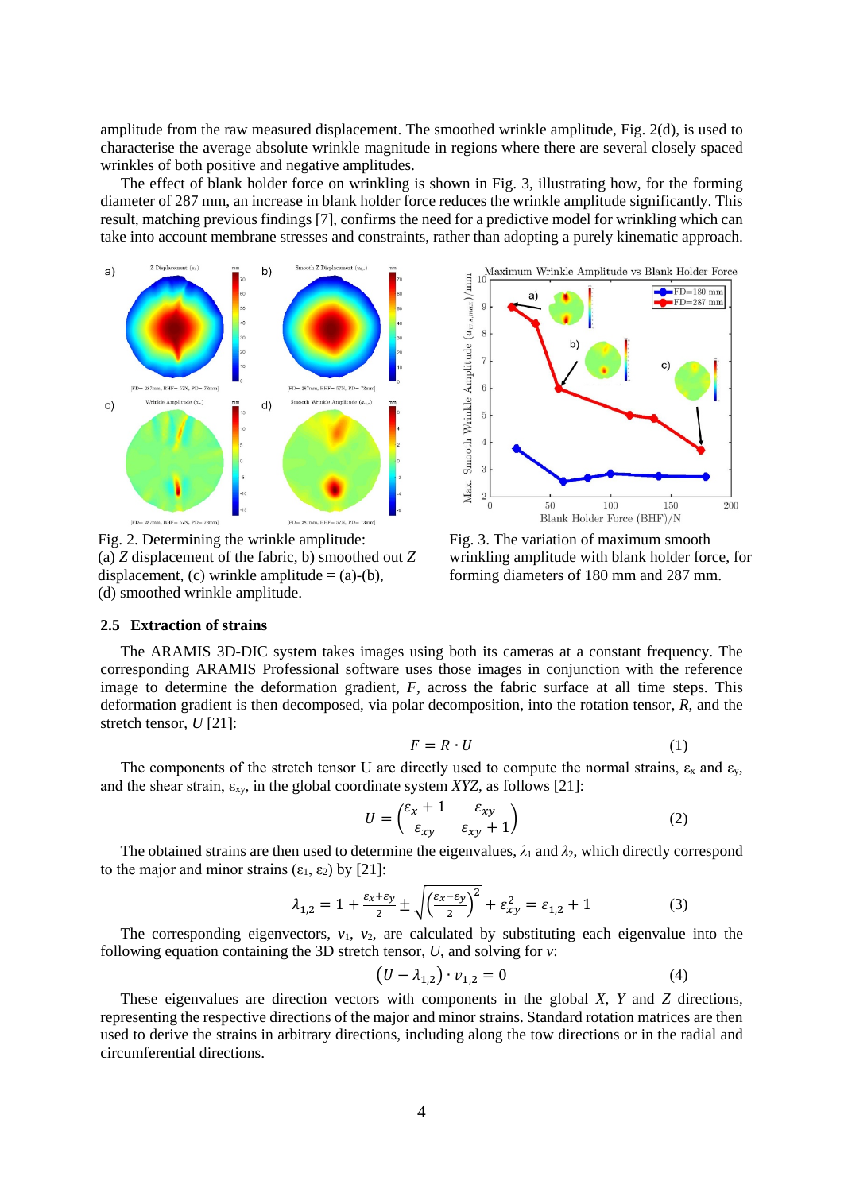amplitude from the raw measured displacement. The smoothed wrinkle amplitude, Fig. 2(d), is used to characterise the average absolute wrinkle magnitude in regions where there are several closely spaced wrinkles of both positive and negative amplitudes.

The effect of blank holder force on wrinkling is shown in Fig. 3, illustrating how, for the forming diameter of 287 mm, an increase in blank holder force reduces the wrinkle amplitude significantly. This result, matching previous findings [7], confirms the need for a predictive model for wrinkling which can take into account membrane stresses and constraints, rather than adopting a purely kinematic approach.

Fig. 2. Determining the wrinkle amplitude: (a) *Z* displacement of the fabric, b) smoothed out *Z* displacement, (c) wrinkle amplitude = (a)-(b), (d) smoothed wrinkle amplitude.

Fig. 3. The variation of maximum smooth wrinkling amplitude with blank holder force, for forming diameters of 180 mm and 287 mm.

### 2.5 Extraction of strains

The ARAMIS 3D-DIC system takes images using both its cameras at a constant frequency. The corresponding ARAMIS Professional software uses those images in conjunction with the reference image to determine the deformation gradient, *F*, across the fabric surface at all time steps. This deformation gradient is then decomposed, via polar decomposition, into the rotation tensor, *R*, and the stretch tensor, *U* [21]:

$$F = R \cdot U \tag{1}$$

The components of the stretch tensor U are directly used to compute the normal strains, $\varepsilon_x$ and $\varepsilon_y$, and the shear strain, $\varepsilon_{xy}$, in the global coordinate system *XYZ*, as follows [21]:

$$U = \begin{pmatrix} \varepsilon_x + 1 & \varepsilon_{xy} \\ \varepsilon_{xy} & \varepsilon_{xy} + 1 \end{pmatrix} \tag{2}$$

The obtained strains are then used to determine the eigenvalues, $\lambda_1$ and $\lambda_2$, which directly correspond to the major and minor strains ($\varepsilon_1$, $\varepsilon_2$) by [21]:

$$\lambda_{1,2} = 1 + \frac{\varepsilon_x + \varepsilon_y}{2} \pm \sqrt{\left(\frac{\varepsilon_x - \varepsilon_y}{2}\right)^2 + \varepsilon_{xy}^2} = \varepsilon_{1,2} + 1 \tag{3}$$

The corresponding eigenvectors, $v_1$, $v_2$, are calculated by substituting each eigenvalue into the following equation containing the 3D stretch tensor, *U*, and solving for *v*:

$$\left(U - \lambda_{1,2}\right) \cdot v_{1,2} = 0 \tag{4}$$

These eigenvalues are direction vectors with components in the global *X*, *Y* and *Z* directions, representing the respective directions of the major and minor strains. Standard rotation matrices are then used to derive the strains in arbitrary directions, including along the tow directions or in the radial and circumferential directions.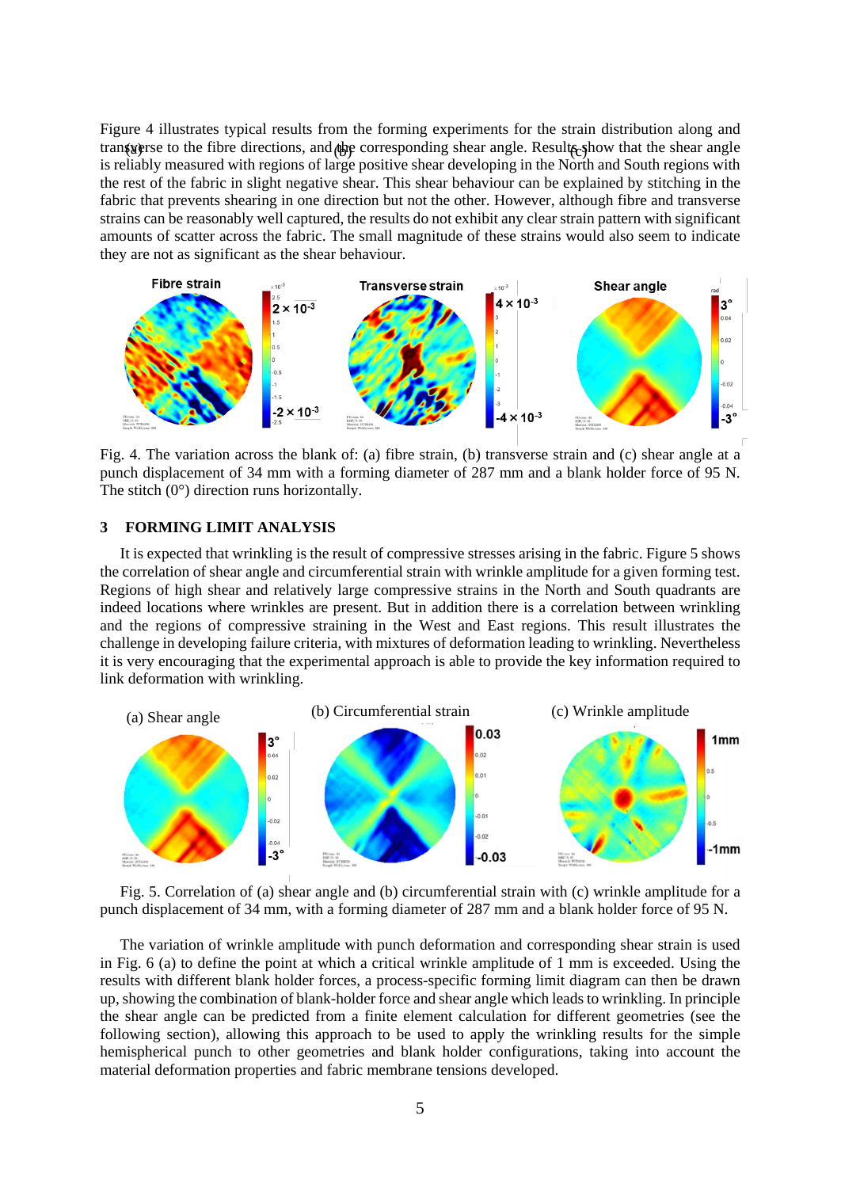Figure 4 illustrates typical results from the forming experiments for the strain distribution along and transverse to the fibre directions, and the corresponding shear angle. Results show that the shear angle is reliably measured with regions of large positive shear developing in the North and South regions with the rest of the fabric in slight negative shear. This shear behaviour can be explained by stitching in the fabric that prevents shearing in one direction but not the other. However, although fibre and transverse strains can be reasonably well captured, the results do not exhibit any clear strain pattern with significant amounts of scatter across the fabric. The small magnitude of these strains would also seem to indicate they are not as significant as the shear behaviour.

Fig. 4. The variation across the blank of: (a) fibre strain, (b) transverse strain and (c) shear angle at a punch displacement of 34 mm with a forming diameter of 287 mm and a blank holder force of 95 N. The stitch (0°) direction runs horizontally.

## 3 FORMING LIMIT ANALYSIS

It is expected that wrinkling is the result of compressive stresses arising in the fabric. Figure 5 shows the correlation of shear angle and circumferential strain with wrinkle amplitude for a given forming test. Regions of high shear and relatively large compressive strains in the North and South quadrants are indeed locations where wrinkles are present. But in addition there is a correlation between wrinkling and the regions of compressive straining in the West and East regions. This result illustrates the challenge in developing failure criteria, with mixtures of deformation leading to wrinkling. Nevertheless it is very encouraging that the experimental approach is able to provide the key information required to link deformation with wrinkling.

Fig. 5. Correlation of (a) shear angle and (b) circumferential strain with (c) wrinkle amplitude for a punch displacement of 34 mm, with a forming diameter of 287 mm and a blank holder force of 95 N.

The variation of wrinkle amplitude with punch deformation and corresponding shear strain is used in Fig. 6 (a) to define the point at which a critical wrinkle amplitude of 1 mm is exceeded. Using the results with different blank holder forces, a process-specific forming limit diagram can then be drawn up, showing the combination of blank-holder force and shear angle which leads to wrinkling. In principle the shear angle can be predicted from a finite element calculation for different geometries (see the following section), allowing this approach to be used to apply the wrinkling results for the simple hemispherical punch to other geometries and blank holder configurations, taking into account the material deformation properties and fabric membrane tensions developed.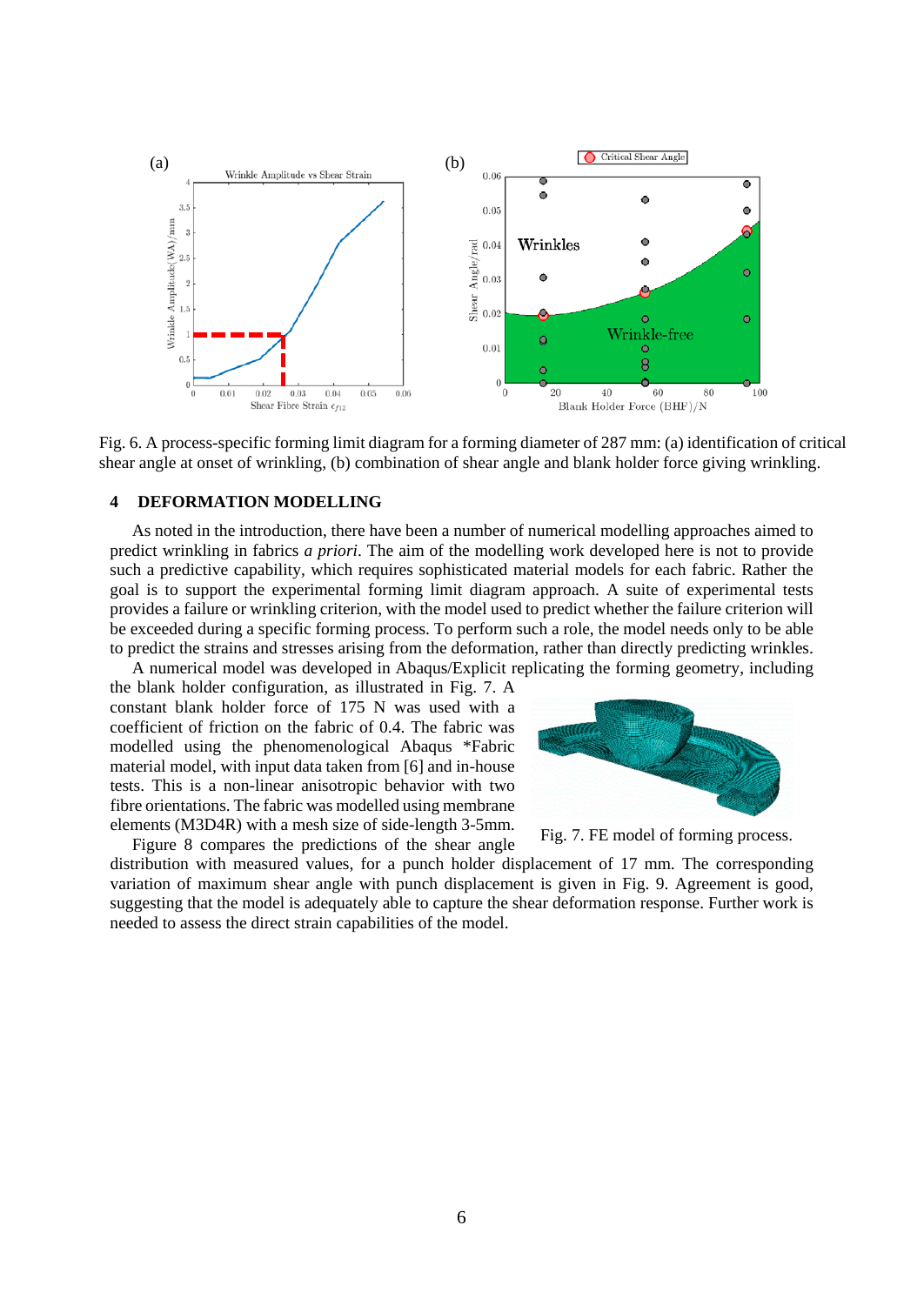Fig. 6. A process-specific forming limit diagram for a forming diameter of 287 mm: (a) identification of critical shear angle at onset of wrinkling, (b) combination of shear angle and blank holder force giving wrinkling.

## 4 DEFORMATION MODELLING

As noted in the introduction, there have been a number of numerical modelling approaches aimed to predict wrinkling in fabrics *a priori*. The aim of the modelling work developed here is not to provide such a predictive capability, which requires sophisticated material models for each fabric. Rather the goal is to support the experimental forming limit diagram approach. A suite of experimental tests provides a failure or wrinkling criterion, with the model used to predict whether the failure criterion will be exceeded during a specific forming process. To perform such a role, the model needs only to be able to predict the strains and stresses arising from the deformation, rather than directly predicting wrinkles.

A numerical model was developed in Abaqus/Explicit replicating the forming geometry, including the blank holder configuration, as illustrated in Fig. 7. A constant blank holder force of 175 N was used with a coefficient of friction on the fabric of 0.4. The fabric was modelled using the phenomenological Abaqus *Fabric material model, with input data taken from [6] and in-house tests. This is a non-linear anisotropic behavior with two fibre orientations. The fabric was modelled using membrane elements (M3D4R) with a mesh size of side-length 3-5mm.

Fig. 7. FE model of forming process.

Figure 8 compares the predictions of the shear angle distribution with measured values, for a punch holder displacement of 17 mm. The corresponding variation of maximum shear angle with punch displacement is given in Fig. 9. Agreement is good, suggesting that the model is adequately able to capture the shear deformation response. Further work is needed to assess the direct strain capabilities of the model.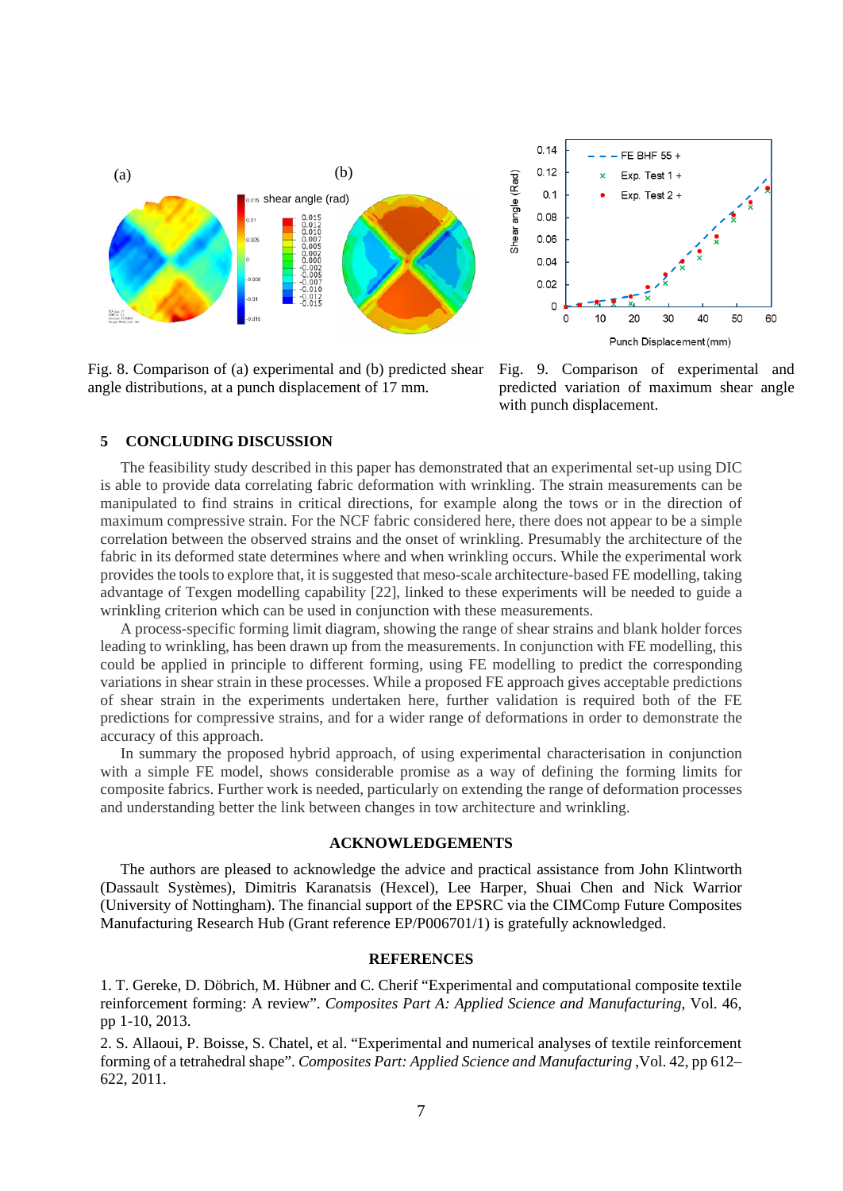Fig. 8. Comparison of (a) experimental and (b) predicted shear angle distributions, at a punch displacement of 17 mm.

Fig. 9. Comparison of experimental and predicted variation of maximum shear angle with punch displacement.

## 5 CONCLUDING DISCUSSION

The feasibility study described in this paper has demonstrated that an experimental set-up using DIC is able to provide data correlating fabric deformation with wrinkling. The strain measurements can be manipulated to find strains in critical directions, for example along the tows or in the direction of maximum compressive strain. For the NCF fabric considered here, there does not appear to be a simple correlation between the observed strains and the onset of wrinkling. Presumably the architecture of the fabric in its deformed state determines where and when wrinkling occurs. While the experimental work provides the tools to explore that, it is suggested that meso-scale architecture-based FE modelling, taking advantage of Texgen modelling capability [22], linked to these experiments will be needed to guide a wrinkling criterion which can be used in conjunction with these measurements.

A process-specific forming limit diagram, showing the range of shear strains and blank holder forces leading to wrinkling, has been drawn up from the measurements. In conjunction with FE modelling, this could be applied in principle to different forming, using FE modelling to predict the corresponding variations in shear strain in these processes. While a proposed FE approach gives acceptable predictions of shear strain in the experiments undertaken here, further validation is required both of the FE predictions for compressive strains, and for a wider range of deformations in order to demonstrate the accuracy of this approach.

In summary the proposed hybrid approach, of using experimental characterisation in conjunction with a simple FE model, shows considerable promise as a way of defining the forming limits for composite fabrics. Further work is needed, particularly on extending the range of deformation processes and understanding better the link between changes in tow architecture and wrinkling.

## ACKNOWLEDGEMENTS

The authors are pleased to acknowledge the advice and practical assistance from John Klintworth (Dassault Systèmes), Dimitris Karanatsis (Hexcel), Lee Harper, Shuai Chen and Nick Warrior (University of Nottingham). The financial support of the EPSRC via the CIMComp Future Composites Manufacturing Research Hub (Grant reference EP/P006701/1) is gratefully acknowledged.

## REFERENCES

1. T. Gereke, D. Döbrich, M. Hübner and C. Cherif "Experimental and computational composite textile reinforcement forming: A review". *Composites Part A: Applied Science and Manufacturing*, Vol. 46, pp 1-10, 2013.

2. S. Allaoui, P. Boisse, S. Chatel, et al. "Experimental and numerical analyses of textile reinforcement forming of a tetrahedral shape". *Composites Part: Applied Science and Manufacturing* ,Vol. 42, pp 612–622, 2011.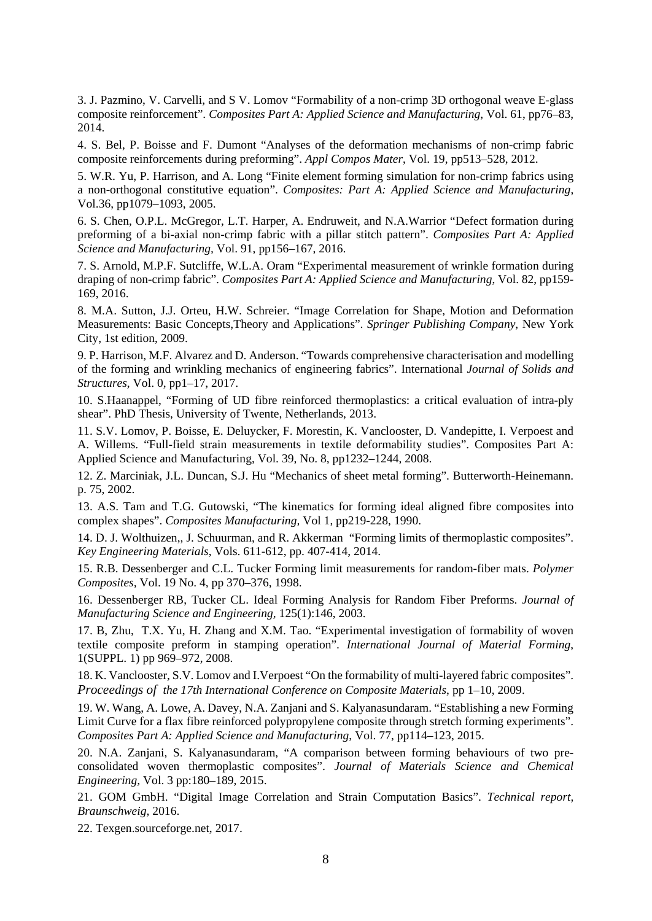3. J. Pazmino, V. Carvelli, and S V. Lomov "Formability of a non-crimp 3D orthogonal weave E-glass composite reinforcement". *Composites Part A: Applied Science and Manufacturing*, Vol. 61, pp76–83, 2014.

4. S. Bel, P. Boisse and F. Dumont "Analyses of the deformation mechanisms of non-crimp fabric composite reinforcements during preforming". *Appl Compos Mater*, Vol. 19, pp513–528, 2012.

5. W.R. Yu, P. Harrison, and A. Long "Finite element forming simulation for non-crimp fabrics using a non-orthogonal constitutive equation". *Composites: Part A: Applied Science and Manufacturing*, Vol.36, pp1079–1093, 2005.

6. S. Chen, O.P.L. McGregor, L.T. Harper, A. Endruweit, and N.A.Warrior "Defect formation during preforming of a bi-axial non-crimp fabric with a pillar stitch pattern". *Composites Part A: Applied Science and Manufacturing*, Vol. 91, pp156–167, 2016.

7. S. Arnold, M.P.F. Sutcliffe, W.L.A. Oram "Experimental measurement of wrinkle formation during draping of non-crimp fabric". *Composites Part A: Applied Science and Manufacturing*, Vol. 82, pp159-169, 2016.

8. M.A. Sutton, J.J. Orteu, H.W. Schreier. "Image Correlation for Shape, Motion and Deformation Measurements: Basic Concepts,Theory and Applications". *Springer Publishing Company*, New York City, 1st edition, 2009.

9. P. Harrison, M.F. Alvarez and D. Anderson. "Towards comprehensive characterisation and modelling of the forming and wrinkling mechanics of engineering fabrics". International *Journal of Solids and Structures*, Vol. 0, pp1–17, 2017.

10. S.Haanappel, "Forming of UD fibre reinforced thermoplastics: a critical evaluation of intra-ply shear". PhD Thesis, University of Twente, Netherlands, 2013.

11. S.V. Lomov, P. Boisse, E. Deluycker, F. Morestin, K. Vanclooster, D. Vandepitte, I. Verpoest and A. Willems. "Full-field strain measurements in textile deformability studies". Composites Part A: Applied Science and Manufacturing, Vol. 39, No. 8, pp1232–1244, 2008.

12. Z. Marciniak, J.L. Duncan, S.J. Hu "Mechanics of sheet metal forming". Butterworth-Heinemann. p. 75, 2002.

13. A.S. Tam and T.G. Gutowski, "The kinematics for forming ideal aligned fibre composites into complex shapes". *Composites Manufacturing*, Vol 1, pp219-228, 1990.

14. D. J. Wolthuizen,, J. Schuurman, and R. Akkerman "Forming limits of thermoplastic composites". *Key Engineering Materials*, Vols. 611-612, pp. 407-414, 2014.

15. R.B. Dessenberger and C.L. Tucker Forming limit measurements for random-fiber mats. *Polymer Composites*, Vol. 19 No. 4, pp 370–376, 1998.

16. Dessenberger RB, Tucker CL. Ideal Forming Analysis for Random Fiber Preforms. *Journal of Manufacturing Science and Engineering*, 125(1):146, 2003.

17. B, Zhu, T.X. Yu, H. Zhang and X.M. Tao. "Experimental investigation of formability of woven textile composite preform in stamping operation". *International Journal of Material Forming*, 1(SUPPL. 1) pp 969–972, 2008.

18. K. Vanclooster, S.V. Lomov and I.Verpoest "On the formability of multi-layered fabric composites". *Proceedings of the 17th International Conference on Composite Materials*, pp 1–10, 2009.

19. W. Wang, A. Lowe, A. Davey, N.A. Zanjani and S. Kalyanasundaram. "Establishing a new Forming Limit Curve for a flax fibre reinforced polypropylene composite through stretch forming experiments". *Composites Part A: Applied Science and Manufacturing*, Vol. 77, pp114–123, 2015.

20. N.A. Zanjani, S. Kalyanasundaram, "A comparison between forming behaviours of two pre-consolidated woven thermoplastic composites". *Journal of Materials Science and Chemical Engineering*, Vol. 3 pp:180–189, 2015.

21. GOM GmbH. "Digital Image Correlation and Strain Computation Basics". *Technical report, Braunschweig*, 2016.

22. Texgen.sourceforge.net, 2017.